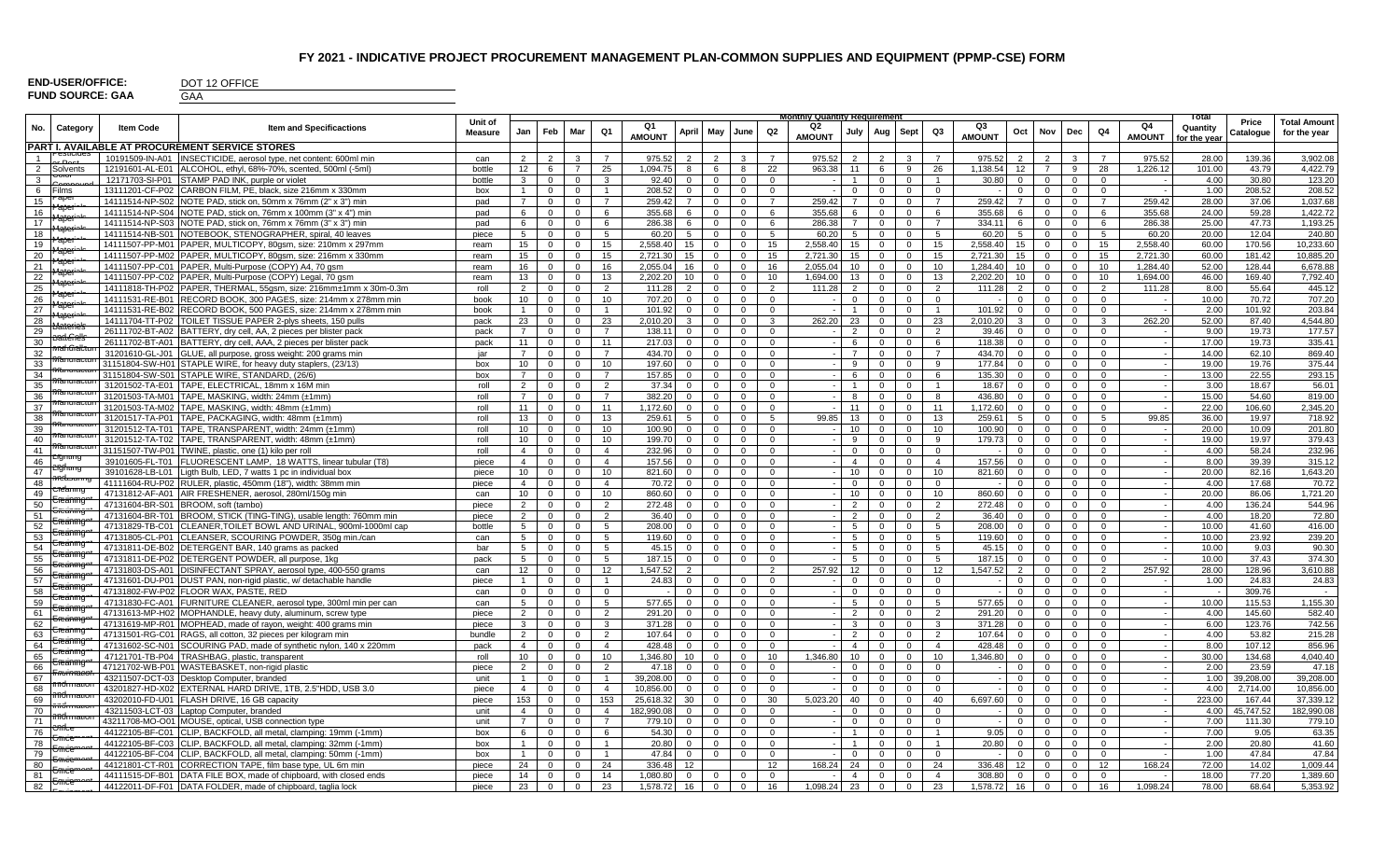# FY 2021 - INDICATIVE PROJECT PROCUREMENT MANAGEMENT PLAN-COMMON SUPPLIES AND EQUIPMENT (PPMP-CSE) FORM

**END-USER/OFFICE:** DOT 12 OFFICE

**FUND SOURCE: GAA** GAA

| No. | Category | Item Code | Item and Specifications | Unit of Measure | Monthly Quantity Requirement | | | | | | | | | | | | | | | | | | | | Total Quantity for the year | Price Catalogue | Total Amount for the year |
|---|---|---|---|---|---|---|---|---|---|---|---|---|---|---|---|---|---|---|---|---|---|---|---|---|---|---|---|
| | | | | | Jan | Feb | Mar | Q1 | Q1 AMOUNT | April | May | June | Q2 | Q2 AMOUNT | July | Aug | Sept | Q3 | Q3 AMOUNT | Oct | Nov | Dec | Q4 | Q4 AMOUNT | | | |
| **PART I. AVAILABLE AT PROCUREMENT SERVICE STORES** | | | | | | | | | | | | | | | | | | | | | | | | | | | |
| 1 | Pesticides or Pest | 10191509-IN-A01 | INSECTICIDE, aerosol type, net content: 600ml min | can | 2 | 2 | 3 | 7 | 975.52 | 2 | 2 | 3 | 7 | 975.52 | 2 | 2 | 3 | 7 | 975.52 | 2 | 2 | 3 | 7 | 975.52 | 28.00 | 139.36 | 3,902.08 |
| 2 | Solvents | 12191601-AL-E01 | ALCOHOL, ethyl, 68%-70%, scented, 500ml (-5ml) | bottle | 12 | 6 | 7 | 25 | 1,094.75 | 8 | 6 | 8 | 22 | 963.38 | 11 | 6 | 9 | 26 | 1,138.54 | 12 | 7 | 9 | 28 | 1,226.12 | 101.00 | 43.79 | 4,422.79 |
| 3 | Color Compound | 12171703-SI-P01 | STAMP PAD INK, purple or violet | bottle | 3 | 0 | 0 | 3 | 92.40 | 0 | 0 | 0 | 0 | - | 1 | 0 | 0 | 1 | 30.80 | 0 | 0 | 0 | 0 | - | 4.00 | 30.80 | 123.20 |
| 6 | Films | 13111201-CF-P02 | CARBON FILM, PE, black, size 216mm x 330mm | box | 1 | 0 | 0 | 1 | 208.52 | 0 | 0 | 0 | 0 | - | 0 | 0 | 0 | 0 | - | 0 | 0 | 0 | 0 | - | 1.00 | 208.52 | 208.52 |
| 15 | Paper Materials | 14111514-NP-S02 | NOTE PAD, stick on, 50mm x 76mm (2" x 3") min | pad | 7 | 0 | 0 | 7 | 259.42 | 7 | 0 | 0 | 7 | 259.42 | 7 | 0 | 0 | 7 | 259.42 | 7 | 0 | 0 | 7 | 259.42 | 28.00 | 37.06 | 1,037.68 |
| 16 | Paper Materials | 14111514-NP-S04 | NOTE PAD, stick on, 76mm x 100mm (3" x 4") min | pad | 6 | 0 | 0 | 6 | 355.68 | 6 | 0 | 0 | 6 | 355.68 | 6 | 0 | 0 | 6 | 355.68 | 6 | 0 | 0 | 6 | 355.68 | 24.00 | 59.28 | 1,422.72 |
| 17 | Paper Materials | 14111514-NP-S03 | NOTE PAD, stick on, 76mm x 76mm (3" x 3") min | pad | 6 | 0 | 0 | 6 | 286.38 | 6 | 0 | 0 | 6 | 286.38 | 7 | 0 | 0 | 7 | 334.11 | 6 | 0 | 0 | 6 | 286.38 | 25.00 | 47.73 | 1,193.25 |
| 18 | Paper Materials | 14111514-NB-S01 | NOTEBOOK, STENOGRAPHER, spiral, 40 leaves | piece | 5 | 0 | 0 | 5 | 60.20 | 5 | 0 | 0 | 5 | 60.20 | 5 | 0 | 0 | 5 | 60.20 | 5 | 0 | 0 | 5 | 60.20 | 20.00 | 12.04 | 240.80 |
| 19 | Paper Materials | 14111507-PP-M01 | PAPER, MULTICOPY, 80gsm, size: 210mm x 297mm | ream | 15 | 0 | 0 | 15 | 2,558.40 | 15 | 0 | 0 | 15 | 2,558.40 | 15 | 0 | 0 | 15 | 2,558.40 | 15 | 0 | 0 | 15 | 2,558.40 | 60.00 | 170.56 | 10,233.60 |
| 20 | Paper Materials | 14111507-PP-M02 | PAPER, MULTICOPY, 80gsm, size: 216mm x 330mm | ream | 15 | 0 | 0 | 15 | 2,721.30 | 15 | 0 | 0 | 15 | 2,721.30 | 15 | 0 | 0 | 15 | 2,721.30 | 15 | 0 | 0 | 15 | 2,721.30 | 60.00 | 181.42 | 10,885.20 |
| 21 | Paper Materials | 14111507-PP-C01 | PAPER, Multi-Purpose (COPY) A4, 70 gsm | ream | 16 | 0 | 0 | 16 | 2,055.04 | 16 | 0 | 0 | 16 | 2,055.04 | 10 | 0 | 0 | 10 | 1,284.40 | 10 | 0 | 0 | 10 | 1,284.40 | 52.00 | 128.44 | 6,678.88 |
| 22 | Paper Materials | 14111507-PP-C02 | PAPER, Multi-Purpose (COPY) Legal, 70 gsm | ream | 13 | 0 | 0 | 13 | 2,202.20 | 10 | 0 | 0 | 10 | 1,694.00 | 13 | 0 | 0 | 13 | 2,202.20 | 10 | 0 | 0 | 10 | 1,694.00 | 46.00 | 169.40 | 7,792.40 |
| 25 | Paper Materials | 14111818-TH-P02 | PAPER, THERMAL, 55gsm, size: 216mm±1mm x 30m-0.3m | roll | 2 | 0 | 0 | 2 | 111.28 | 2 | 0 | 0 | 2 | 111.28 | 2 | 0 | 0 | 2 | 111.28 | 2 | 0 | 0 | 2 | 111.28 | 8.00 | 55.64 | 445.12 |
| 26 | Paper Materials | 14111531-RE-B01 | RECORD BOOK, 300 PAGES, size: 214mm x 278mm min | book | 10 | 0 | 0 | 10 | 707.20 | 0 | 0 | 0 | 0 | - | 0 | 0 | 0 | 0 | - | 0 | 0 | 0 | 0 | - | 10.00 | 70.72 | 707.20 |
| 27 | Paper Materials | 14111531-RE-B02 | RECORD BOOK, 500 PAGES, size: 214mm x 278mm min | book | 1 | 0 | 0 | 1 | 101.92 | 0 | 0 | 0 | 0 | - | 1 | 0 | 0 | 1 | 101.92 | 0 | 0 | 0 | 0 | - | 2.00 | 101.92 | 203.84 |
| 28 | Paper Materials | 14111704-TT-P02 | TOILET TISSUE PAPER 2-plys sheets, 150 pulls | pack | 23 | 0 | 0 | 23 | 2,010.20 | 3 | 0 | 0 | 3 | 262.20 | 23 | 0 | 0 | 23 | 2,010.20 | 3 | 0 | 0 | 3 | 262.20 | 52.00 | 87.40 | 4,544.80 |
| 29 | Batteries and Cells | 26111702-BT-A02 | BATTERY, dry cell, AA, 2 pieces per blister pack | pack | 7 | 0 | 0 | 7 | 138.11 | 0 | 0 | 0 | 0 | - | 2 | 0 | 0 | 2 | 39.46 | 0 | 0 | 0 | 0 | - | 9.00 | 19.73 | 177.57 |
| 30 | Batteries and Cells | 26111702-BT-A01 | BATTERY, dry cell, AAA, 2 pieces per blister pack | pack | 11 | 0 | 0 | 11 | 217.03 | 0 | 0 | 0 | 0 | - | 6 | 0 | 0 | 6 | 118.38 | 0 | 0 | 0 | 0 | - | 17.00 | 19.73 | 335.41 |
| 31 | Manufacturing | 31201610-GL-J01 | GLUE, all purpose, gross weight: 200 grams min | jar | 7 | 0 | 0 | 7 | 434.70 | 0 | 0 | 0 | 0 | - | 7 | 0 | 0 | 7 | 434.70 | 0 | 0 | 0 | 0 | - | 14.00 | 62.10 | 869.40 |
| 33 | Manufacturing | 31151804-SW-H01 | STAPLE WIRE, for heavy duty staplers, (23/13) | box | 10 | 0 | 0 | 10 | 197.60 | 0 | 0 | 0 | 0 | - | 9 | 0 | 0 | 9 | 177.84 | 0 | 0 | 0 | 0 | - | 19.00 | 19.76 | 375.44 |
| 34 | Manufacturing | 31151804-SW-S01 | STAPLE WIRE, STANDARD, (26/6) | box | 7 | 0 | 0 | 7 | 157.85 | 0 | 0 | 0 | 0 | - | 6 | 0 | 0 | 6 | 135.30 | 0 | 0 | 0 | 0 | - | 13.00 | 22.55 | 293.15 |
| 35 | Manufacturing | 31201502-TA-E01 | TAPE, ELECTRICAL, 18mm x 16M min | roll | 2 | 0 | 0 | 2 | 37.34 | 0 | 0 | 0 | 0 | - | 1 | 0 | 0 | 1 | 18.67 | 0 | 0 | 0 | 0 | - | 3.00 | 18.67 | 56.01 |
| 36 | Manufacturing | 31201503-TA-M01 | TAPE, MASKING, width: 24mm (±1mm) | roll | 7 | 0 | 0 | 7 | 382.20 | 0 | 0 | 0 | 0 | - | 8 | 0 | 0 | 8 | 436.80 | 0 | 0 | 0 | 0 | - | 15.00 | 54.60 | 819.00 |
| 37 | Manufacturing | 31201503-TA-M02 | TAPE, MASKING, width: 48mm (±1mm) | roll | 11 | 0 | 0 | 11 | 1,172.60 | 0 | 0 | 0 | 0 | - | 11 | 0 | 0 | 11 | 1,172.60 | 0 | 0 | 0 | 0 | - | 22.00 | 106.60 | 2,345.20 |
| 38 | Manufacturing | 31201517-TA-P01 | TAPE, PACKAGING, width: 48mm (±1mm) | roll | 13 | 0 | 0 | 13 | 259.61 | 5 | 0 | 0 | 5 | 99.85 | 13 | 0 | 0 | 13 | 259.61 | 5 | 0 | 0 | 5 | 99.85 | 36.00 | 19.97 | 718.92 |
| 39 | Manufacturing | 31201512-TA-T01 | TAPE, TRANSPARENT, width: 24mm (±1mm) | roll | 10 | 0 | 0 | 10 | 100.90 | 0 | 0 | 0 | 0 | - | 10 | 0 | 0 | 10 | 100.90 | 0 | 0 | 0 | 0 | - | 20.00 | 10.09 | 201.80 |
| 40 | Manufacturing | 31201512-TA-T02 | TAPE, TRANSPARENT, width: 48mm (±1mm) | roll | 10 | 0 | 0 | 10 | 199.70 | 0 | 0 | 0 | 0 | - | 9 | 0 | 0 | 9 | 179.73 | 0 | 0 | 0 | 0 | - | 19.00 | 19.97 | 379.43 |
| 41 | Manufacturing | 31151507-TW-P01 | TWINE, plastic, one (1) kilo per roll | roll | 4 | 0 | 0 | 4 | 232.96 | 0 | 0 | 0 | 0 | - | 0 | 0 | 0 | 0 | - | 0 | 0 | 0 | 0 | - | 4.00 | 58.24 | 232.96 |
| 46 | Lighting | 39101605-FL-T01 | FLUORESCENT LAMP, 18 WATTS, linear tubular (T8) | piece | 4 | 0 | 0 | 4 | 157.56 | 0 | 0 | 0 | 0 | - | 4 | 0 | 0 | 4 | 157.56 | 0 | 0 | 0 | 0 | - | 8.00 | 39.39 | 315.12 |
| 47 | Lighting | 39101628-LB-L01 | Ligth Bulb, LED, 7 watts 1 pc in individual box | piece | 10 | 0 | 0 | 10 | 821.60 | 0 | 0 | 0 | 0 | - | 10 | 0 | 0 | 10 | 821.60 | 0 | 0 | 0 | 0 | - | 20.00 | 82.16 | 1,643.20 |
| 48 | Measuring | 41111604-RU-P02 | RULER, plastic, 450mm (18"), width: 38mm min | piece | 4 | 0 | 0 | 4 | 70.72 | 0 | 0 | 0 | 0 | - | 0 | 0 | 0 | 0 | - | 0 | 0 | 0 | 0 | - | 4.00 | 17.68 | 70.72 |
| 49 | Cleaning | 47131812-AF-A01 | AIR FRESHENER, aerosol, 280ml/150g min | can | 10 | 0 | 0 | 10 | 860.60 | 0 | 0 | 0 | 0 | - | 10 | 0 | 0 | 10 | 860.60 | 0 | 0 | 0 | 0 | - | 20.00 | 86.06 | 1,721.20 |
| 50 | Cleaning | 47131604-BR-S01 | BROOM, soft (tambo) | piece | 2 | 0 | 0 | 2 | 272.48 | 0 | 0 | 0 | 0 | - | 2 | 0 | 0 | 2 | 272.48 | 0 | 0 | 0 | 0 | - | 4.00 | 136.24 | 544.96 |
| 51 | Cleaning | 47131604-BR-T01 | BROOM, STICK (TING-TING), usable length: 760mm min | piece | 2 | 0 | 0 | 2 | 36.40 | 0 | 0 | 0 | 0 | - | 2 | 0 | 0 | 2 | 36.40 | 0 | 0 | 0 | 0 | - | 4.00 | 18.20 | 72.80 |
| 52 | Cleaning | 47131829-TB-C01 | CLEANER,TOILET BOWL AND URINAL, 900ml-1000ml cap | bottle | 5 | 0 | 0 | 5 | 208.00 | 0 | 0 | 0 | 0 | - | 5 | 0 | 0 | 5 | 208.00 | 0 | 0 | 0 | 0 | - | 10.00 | 41.60 | 416.00 |
| 53 | Cleaning | 47131805-CL-P01 | CLEANSER, SCOURING POWDER, 350g min./can | can | 5 | 0 | 0 | 5 | 119.60 | 0 | 0 | 0 | 0 | - | 5 | 0 | 0 | 5 | 119.60 | 0 | 0 | 0 | 0 | - | 10.00 | 23.92 | 239.20 |
| 54 | Cleaning | 47131811-DE-B02 | DETERGENT BAR, 140 grams as packed | bar | 5 | 0 | 0 | 5 | 45.15 | 0 | 0 | 0 | 0 | - | 5 | 0 | 0 | 5 | 45.15 | 0 | 0 | 0 | 0 | - | 10.00 | 9.03 | 90.30 |
| 55 | Cleaning | 47131811-DE-P02 | DETERGENT POWDER, all purpose, 1kg | pack | 5 | 0 | 0 | 5 | 187.15 | 0 | 0 | 0 | 0 | - | 5 | 0 | 0 | 5 | 187.15 | 0 | 0 | 0 | 0 | - | 10.00 | 37.43 | 374.30 |
| 56 | Cleaning | 47131803-DS-A01 | DISINFECTANT SPRAY, aerosol type, 400-550 grams | can | 12 | 0 | 0 | 12 | 1,547.52 | 2 | | | 2 | 257.92 | 12 | 0 | 0 | 12 | 1,547.52 | 2 | 0 | 0 | 2 | 257.92 | 28.00 | 128.96 | 3,610.88 |
| 57 | Cleaning | 47131601-DU-P01 | DUST PAN, non-rigid plastic, w/ detachable handle | piece | 1 | 0 | 0 | 1 | 24.83 | 0 | 0 | 0 | 0 | - | 0 | 0 | 0 | 0 | - | 0 | 0 | 0 | 0 | - | 1.00 | 24.83 | 24.83 |
| 58 | Cleaning | 47131802-FW-P02 | FLOOR WAX, PASTE, RED | can | 0 | 0 | 0 | 0 | - | 0 | 0 | 0 | 0 | - | 0 | 0 | 0 | 0 | - | 0 | 0 | 0 | 0 | - | - | 309.76 | - |
| 59 | Cleaning | 47131830-FC-A01 | FURNITURE CLEANER, aerosol type, 300ml min per can | can | 5 | 0 | 0 | 5 | 577.65 | 0 | 0 | 0 | 0 | - | 5 | 0 | 0 | 5 | 577.65 | 0 | 0 | 0 | 0 | - | 10.00 | 115.53 | 1,155.30 |
| 61 | Cleaning | 47131613-MP-H02 | MOPHANDLE, heavy duty, aluminum, screw type | piece | 2 | 0 | 0 | 2 | 291.20 | 0 | 0 | 0 | 0 | - | 2 | 0 | 0 | 2 | 291.20 | 0 | 0 | 0 | 0 | - | 4.00 | 145.60 | 582.40 |
| 62 | Cleaning | 47131619-MP-R01 | MOPHEAD, made of rayon, weight: 400 grams min | piece | 3 | 0 | 0 | 3 | 371.28 | 0 | 0 | 0 | 0 | - | 3 | 0 | 0 | 3 | 371.28 | 0 | 0 | 0 | 0 | - | 6.00 | 123.76 | 742.56 |
| 63 | Cleaning | 47131501-RG-C01 | RAGS, all cotton, 32 pieces per kilogram min | bundle | 2 | 0 | 0 | 2 | 107.64 | 0 | 0 | 0 | 0 | - | 2 | 0 | 0 | 2 | 107.64 | 0 | 0 | 0 | 0 | - | 4.00 | 53.82 | 215.28 |
| 64 | Cleaning | 47131602-SC-N01 | SCOURING PAD, made of synthetic nylon, 140 x 220mm | pack | 4 | 0 | 0 | 4 | 428.48 | 0 | 0 | 0 | 0 | - | 4 | 0 | 0 | 4 | 428.48 | 0 | 0 | 0 | 0 | - | 8.00 | 107.12 | 856.96 |
| 65 | Cleaning | 47121701-TB-P04 | TRASHBAG, plastic, transparent | roll | 10 | 0 | 0 | 10 | 1,346.80 | 10 | 0 | 0 | 10 | 1,346.80 | 10 | 0 | 0 | 10 | 1,346.80 | 0 | 0 | 0 | 0 | - | 30.00 | 134.68 | 4,040.40 |
| 66 | Cleaning | 47121702-WB-P01 | WASTEBASKET, non-rigid plastic | piece | 2 | 0 | 0 | 2 | 47.18 | 0 | 0 | 0 | 0 | - | 0 | 0 | 0 | 0 | - | 0 | 0 | 0 | 0 | - | 2.00 | 23.59 | 47.18 |
| 67 | Information | 43211507-DCT-03 | Desktop Computer, branded | unit | 1 | 0 | 0 | 1 | 39,208.00 | 0 | 0 | 0 | 0 | - | 0 | 0 | 0 | 0 | - | 0 | 0 | 0 | 0 | - | 1.00 | 39,208.00 | 39,208.00 |
| 68 | Information | 43201827-HD-X02 | EXTERNAL HARD DRIVE, 1TB, 2.5"HDD, USB 3.0 | piece | 4 | 0 | 0 | 4 | 10,856.00 | 0 | 0 | 0 | 0 | - | 0 | 0 | 0 | 0 | - | 0 | 0 | 0 | 0 | - | 4.00 | 2,714.00 | 10,856.00 |
| 69 | Information | 43202010-FD-U01 | FLASH DRIVE, 16 GB capacity | piece | 153 | 0 | 0 | 153 | 25,618.32 | 30 | 0 | 0 | 30 | 5,023.20 | 40 | 0 | 0 | 40 | 6,697.60 | 0 | 0 | 0 | 0 | - | 223.00 | 167.44 | 37,339.12 |
| 70 | Information | 43211503-LCT-03 | Laptop Computer, branded | unit | 4 | 0 | 0 | 4 | 182,990.08 | 0 | 0 | 0 | 0 | - | 0 | 0 | 0 | 0 | - | 0 | 0 | 0 | 0 | - | 4.00 | 45,747.52 | 182,990.08 |
| 71 | Information | 43211708-MO-O01 | MOUSE, optical, USB connection type | unit | 7 | 0 | 0 | 7 | 779.10 | 0 | 0 | 0 | 0 | - | 0 | 0 | 0 | 0 | - | 0 | 0 | 0 | 0 | - | 7.00 | 111.30 | 779.10 |
| 76 | Office | 44122105-BF-C01 | CLIP, BACKFOLD, all metal, clamping: 19mm (-1mm) | box | 6 | 0 | 0 | 6 | 54.30 | 0 | 0 | 0 | 0 | - | 1 | 0 | 0 | 1 | 9.05 | 0 | 0 | 0 | 0 | - | 7.00 | 9.05 | 63.35 |
| 78 | Office | 44122105-BF-C03 | CLIP, BACKFOLD, all metal, clamping: 32mm (-1mm) | box | 1 | 0 | 0 | 1 | 20.80 | 0 | 0 | 0 | 0 | - | 1 | 0 | 0 | 1 | 20.80 | 0 | 0 | 0 | 0 | - | 2.00 | 20.80 | 41.60 |
| 79 | Office | 44122105-BF-C04 | CLIP, BACKFOLD, all metal, clamping: 50mm (-1mm) | box | 1 | 0 | 0 | 1 | 47.84 | 0 | 0 | 0 | 0 | - | 0 | 0 | 0 | 0 | - | 0 | 0 | 0 | 0 | - | 1.00 | 47.84 | 47.84 |
| 80 | Office | 44121801-CT-R01 | CORRECTION TAPE, film base type, UL 6m min | piece | 24 | 0 | 0 | 24 | 336.48 | 12 | | | 12 | 168.24 | 24 | 0 | 0 | 24 | 336.48 | 12 | 0 | 0 | 12 | 168.24 | 72.00 | 14.02 | 1,009.44 |
| 81 | Office | 44111515-DF-B01 | DATA FILE BOX, made of chipboard, with closed ends | piece | 14 | 0 | 0 | 14 | 1,080.80 | 0 | 0 | 0 | 0 | - | 4 | 0 | 0 | 4 | 308.80 | 0 | 0 | 0 | 0 | - | 18.00 | 77.20 | 1,389.60 |
| 82 | Office | 44122011-DF-F01 | DATA FOLDER, made of chipboard, taglia lock | piece | 23 | 0 | 0 | 23 | 1,578.72 | 16 | 0 | 0 | 16 | 1,098.24 | 23 | 0 | 0 | 23 | 1,578.72 | 16 | 0 | 0 | 16 | 1,098.24 | 78.00 | 68.64 | 5,353.92 |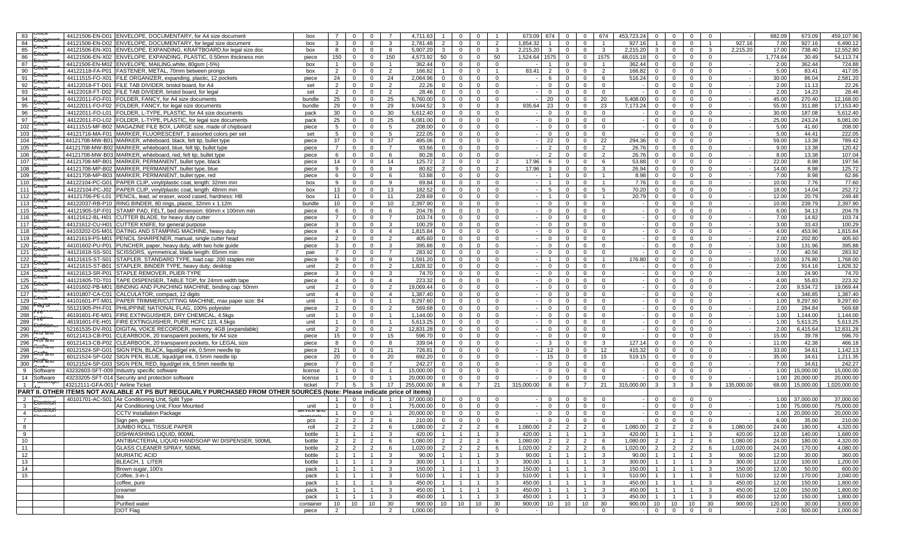| | | | | | | | | | | | | | | | | | | | | | | | | | | | |
|---|---|---|---|---|---|---|---|---|---|---|---|---|---|---|---|---|---|---|---|---|---|---|---|---|---|---|---|
| 83 | Office Equipment | 44121506-EN-D01 | ENVELOPE, DOCUMENTARY, for A4 size document | box | 7 | 0 | 0 | 7 | 4,711.63 | 1 | 0 | 0 | 1 | 673.09 | 674 | 0 | 0 | 674 | 453,723.24 | 0 | 0 | 0 | 0 | - | 682.09 | 673.09 | 459,107.96 |
| 84 | Office Equipment | 44121506-EN-D02 | ENVELOPE, DOCUMENTARY, for legal size document | box | 3 | 0 | 0 | 3 | 2,781.48 | 2 | 0 | 0 | 2 | 1,854.32 | 1 | 0 | 0 | 1 | 927.16 | 1 | 0 | 0 | 1 | 927.16 | 7.00 | 927.16 | 6,490.12 |
| 85 | Office Equipment | 44121506-EN-X01 | ENVELOPE, EXPANDING, KRAFTBOARD,for legal size doc | box | 8 | 0 | 0 | 8 | 5,907.20 | 3 | 0 | 0 | 3 | 2,215.20 | 3 | 0 | 0 | 3 | 2,215.20 | 3 | 0 | 0 | 3 | 2,215.20 | 17.00 | 738.40 | 12,552.80 |
| 86 | Office Equipment | 44121506-EN-X02 | ENVELOPE, EXPANDING, PLASTIC, 0.50mm thickness min | piece | 150 | 0 | 0 | 150 | 4,573.92 | 50 | 0 | 0 | 50 | 1,524.64 | 1575 | 0 | 0 | 1575 | 48,015.18 | 0 | 0 | 0 | 0 | - | 1,774.64 | 30.49 | 54,113.74 |
| 87 | Office Equipment | 44121506-EN-M02 | ENVELOPE, MAILING,white, 80gsm (-5%) | box | 1 | 0 | 0 | 1 | 362.44 | 0 | 0 | 0 | 0 | - | 1 | 0 | 0 | 1 | 362.44 | 0 | 0 | 0 | 0 | - | 2.00 | 362.44 | 724.88 |
| 90 | Office Equipment | 44122118-FA-P01 | FASTENER, METAL, 70mm between prongs | box | 2 | 0 | 0 | 2 | 166.82 | 1 | 0 | 0 | 1 | 83.41 | 2 | 0 | 0 | 2 | 166.82 | 0 | 0 | 0 | 0 | - | 5.00 | 83.41 | 417.05 |
| 91 | Office Equipment | 44111515-FO-X01 | FILE ORGANIZER, expanding, plastic, 12 pockets | piece | 24 | 0 | 0 | 24 | 2,064.96 | 0 | 0 | 0 | 0 | - | 6 | 0 | 0 | 6 | 516.24 | 0 | 0 | 0 | 0 | - | 30.00 | 86.04 | 2,581.20 |
| 92 | Office Equipment | 44122018-FT-D01 | FILE TAB DIVIDER, bristol board, for A4 | set | 2 | 0 | 0 | 2 | 22.26 | 0 | 0 | 0 | 0 | - | 0 | 0 | 0 | 0 | - | 0 | 0 | 0 | 0 | - | 2.00 | 11.13 | 22.26 |
| 93 | Office Equipment | 44122018-FT-D02 | FILE TAB DIVIDER, bristol board, for legal | set | 2 | 0 | 0 | 2 | 28.46 | 0 | 0 | 0 | 0 | - | 0 | 0 | 0 | 0 | - | 0 | 0 | 0 | 0 | - | 2.00 | 14.23 | 28.46 |
| 94 | Office Equipment | 44122011-FO-F01 | FOLDER, FANCY, for A4 size documents | bundle | 25 | 0 | 0 | 25 | 6,760.00 | 0 | 0 | 0 | 0 | - | 20 | 0 | 0 | 20 | 5,408.00 | 0 | 0 | 0 | 0 | - | 45.00 | 270.40 | 12,168.00 |
| 95 | Office Equipment | 44122011-FO-F02 | FOLDER, FANCY, for legal size documents | bundle | 29 | 0 | 0 | 29 | 9,044.52 | 3 | 0 | 0 | 3 | 935.64 | 23 | 0 | 0 | 23 | 7,173.24 | 0 | 0 | 0 | 0 | - | 55.00 | 311.88 | 17,153.40 |
| 96 | Office Equipment | 44122011-FO-L01 | FOLDER, L-TYPE, PLASTIC, for A4 size documents | pack | 30 | 0 | 0 | 30 | 5,612.40 | 0 | 0 | 0 | 0 | - | 0 | 0 | 0 | 0 | - | 0 | 0 | 0 | 0 | - | 30.00 | 187.08 | 5,612.40 |
| 97 | Office Equipment | 44122011-FO-L02 | FOLDER, L-TYPE, PLASTIC, for legal size documents | pack | 25 | 0 | 0 | 25 | 6,081.00 | 0 | 0 | 0 | 0 | - | 0 | 0 | 0 | 0 | - | 0 | 0 | 0 | 0 | - | 25.00 | 243.24 | 6,081.00 |
| 102 | Office Equipment | 44111515-MF-B02 | MAGAZINE FILE BOX, LARGE size, made of chipboard | piece | 5 | 0 | 0 | 5 | 208.00 | 0 | 0 | 0 | 0 | - | 0 | 0 | 0 | 0 | - | 0 | 0 | 0 | 0 | - | 5.00 | 41.60 | 208.00 |
| 103 | Office Equipment | 44121716-MA-F01 | MARKER, FLUORESCENT, 3 assorted colors per set | set | 5 | 0 | 0 | 5 | 222.05 | 0 | 0 | 0 | 0 | - | 0 | 0 | 0 | 0 | - | 0 | 0 | 0 | 0 | - | 5.00 | 44.41 | 222.05 |
| 104 | Office Equipment | 44121708-MW-B01 | MARKER, whiteboard, black, felt tip, bullet type | piece | 37 | 0 | 0 | 37 | 495.06 | 0 | 0 | 0 | 0 | - | 22 | 0 | 0 | 22 | 294.36 | 0 | 0 | 0 | 0 | - | 59.00 | 13.38 | 789.42 |
| 105 | Office Equipment | 44121708-MW-B02 | MARKER, whiteboard, blue, felt tip, bullet type | piece | 7 | 0 | 0 | 7 | 93.66 | 0 | 0 | 0 | 0 | - | 2 | 0 | 0 | 2 | 26.76 | 0 | 0 | 0 | 0 | - | 9.00 | 13.38 | 120.42 |
| 106 | Office Equipment | 44121708-MW-B03 | MARKER, whiteboard, red, felt tip, bullet type | piece | 6 | 0 | 0 | 6 | 80.28 | 0 | 0 | 0 | 0 | - | 2 | 0 | 0 | 2 | 26.76 | 0 | 0 | 0 | 0 | - | 8.00 | 13.38 | 107.04 |
| 107 | Office Equipment | 44121708-MP-B01 | MARKER, PERMANENT, bullet type, black | piece | 14 | 0 | 0 | 14 | 125.72 | 2 | 0 | 0 | 2 | 17.96 | 6 | 0 | 0 | 6 | 53.88 | 0 | 0 | 0 | 0 | - | 22.00 | 8.98 | 197.56 |
| 108 | Office Equipment | 44121708-MP-B02 | MARKER, PERMANENT, bullet type, blue | piece | 9 | 0 | 0 | 9 | 80.82 | 2 | 0 | 0 | 2 | 17.96 | 3 | 0 | 0 | 3 | 26.94 | 0 | 0 | 0 | 0 | - | 14.00 | 8.98 | 125.72 |
| 109 | Office Equipment | 44121708-MP-B03 | MARKER, PERMANENT, bullet type, red | piece | 6 | 0 | 0 | 6 | 53.88 | 0 | 0 | 0 | 0 | - | 1 | 0 | 0 | 1 | 8.98 | 0 | 0 | 0 | 0 | - | 7.00 | 8.98 | 62.86 |
| 110 | Office Equipment | 44122104-PC-G01 | PAPER CLIP, vinyl/plastic coat, length: 32mm min | box | 9 | 0 | 0 | 9 | 69.84 | 0 | 0 | 0 | 0 | - | 1 | 0 | 0 | 1 | 7.76 | 0 | 0 | 0 | 0 | - | 10.00 | 7.76 | 77.60 |
| 111 | Office Equipment | 44122104-PC-J02 | PAPER CLIP, vinyl/plastic coat, length: 48mm min | box | 13 | 0 | 0 | 13 | 182.52 | 0 | 0 | 0 | 0 | - | 5 | 0 | 0 | 5 | 70.20 | 0 | 0 | 0 | 0 | - | 18.00 | 14.04 | 252.72 |
| 112 | Office Equipment | 44121706-PE-L01 | PENCIL, lead, w/ eraser, wood cased, hardness: HB | box | 11 | 0 | 0 | 11 | 228.69 | 0 | 0 | 0 | 0 | - | 1 | 0 | 0 | 1 | 20.79 | 0 | 0 | 0 | 0 | - | 12.00 | 20.79 | 249.48 |
| 113 | Office Equipment | 44122037-RB-P10 | RING BINDER, 80 rings, plastic, 32mm x 1.12m | bundle | 10 | 0 | 0 | 10 | 2,397.90 | 0 | 0 | 0 | 0 | - | 0 | 0 | 0 | 0 | - | 0 | 0 | 0 | 0 | - | 10.00 | 239.79 | 2,397.90 |
| 115 | Office Equipment | 44121905-SP-F01 | STAMP PAD, FELT, bed dimension: 60mm x 100mm min | piece | 6 | 0 | 0 | 6 | 204.78 | 0 | 0 | 0 | 0 | - | 0 | 0 | 0 | 0 | - | 0 | 0 | 0 | 0 | - | 6.00 | 34.13 | 204.78 |
| 116 | Office Equipment | 44121612-BL-H01 | CUTTER BLADE, for heavy duty cutter | piece | 7 | 0 | 0 | 7 | 103.74 | 0 | 0 | 0 | 0 | - | 0 | 0 | 0 | 0 | - | 0 | 0 | 0 | 0 | - | 7.00 | 14.82 | 103.74 |
| 117 | Office Equipment | 44121612-CU-H01 | CUTTER KNIFE, for general purpose | piece | 3 | 0 | 0 | 3 | 100.29 | 0 | 0 | 0 | 0 | - | 0 | 0 | 0 | 0 | - | 0 | 0 | 0 | 0 | - | 3.00 | 33.43 | 100.29 |
| 118 | Office Equipment | 44103202-DS-M01 | DATING AND STAMPING MACHINE, heavy duty | piece | 4 | 0 | 0 | 4 | 1,815.84 | 0 | 0 | 0 | 0 | - | 0 | 0 | 0 | 0 | - | 0 | 0 | 0 | 0 | - | 4.00 | 453.96 | 1,815.84 |
| 119 | Office Equipment | 44121619-PS-M01 | PENCIL SHARPENER, manual, single cutter head | piece | 2 | 0 | 0 | 2 | 405.60 | 0 | 0 | 0 | 0 | - | 0 | 0 | 0 | 0 | - | 0 | 0 | 0 | 0 | - | 2.00 | 202.80 | 405.60 |
| 120 | Office Equipment | 44101602-PU-P01 | PUNCHER, paper, heavy duty, with two hole guide | piece | 3 | 0 | 0 | 3 | 395.88 | 0 | 0 | 0 | 0 | - | 0 | 0 | 0 | 0 | - | 0 | 0 | 0 | 0 | - | 3.00 | 131.96 | 395.88 |
| 121 | Office Equipment | 44121618-SS-S01 | SCISSORS, symmetrical, blade length: 65mm min | pair | 7 | 0 | 0 | 7 | 283.92 | 0 | 0 | 0 | 0 | - | 0 | 0 | 0 | 0 | - | 0 | 0 | 0 | 0 | - | 7.00 | 40.56 | 283.92 |
| 122 | Office Equipment | 44121615-ST-S01 | STAPLER, STANDARD TYPE, load cap: 200 staples min | piece | 9 | 0 | 0 | 9 | 1,591.20 | 0 | 0 | 0 | 0 | - | 1 | 0 | 0 | 1 | 176.80 | 0 | 0 | 0 | 0 | - | 10.00 | 176.80 | 1,768.00 |
| 123 | Office Equipment | 44121615-ST-B01 | STAPLER, BINDER TYPE, heavy duty, desktop | unit | 2 | 0 | 0 | 2 | 1,828.32 | 0 | 0 | 0 | 0 | - | 0 | 0 | 0 | 0 | - | 0 | 0 | 0 | 0 | - | 2.00 | 914.16 | 1,828.32 |
| 124 | Office Equipment | 44121613-SR-P01 | STAPLE REMOVER, PLIER-TYPE | piece | 3 | 0 | 0 | 3 | 74.70 | 0 | 0 | 0 | 0 | - | 0 | 0 | 0 | 0 | - | 0 | 0 | 0 | 0 | - | 3.00 | 24.90 | 74.70 |
| 125 | Office Equipment | 44121605-TD-T01 | TAPE DISPENSER, TABLE TOP, for 24mm width tape | piece | 4 | 0 | 0 | 4 | 223.32 | 0 | 0 | 0 | 0 | - | 0 | 0 | 0 | 0 | - | 0 | 0 | 0 | 0 | - | 4.00 | 55.83 | 223.32 |
| 126 | Office Equipment | 44101602-PB-M01 | BINDING AND PUNCHING MACHINE, binding cap: 50mm | unit | 2 | 0 | 0 | 2 | 19,069.44 | 0 | 0 | 0 | 0 | - | 0 | 0 | 0 | 0 | - | 0 | 0 | 0 | 0 | - | 2.00 | 9,534.72 | 19,069.44 |
| 127 | Office Equipment | 44101807-CA-C01 | CALCULATOR, compact, 12 digits | unit | 4 | 0 | 0 | 4 | 1,387.40 | 0 | 0 | 0 | 0 | - | 0 | 0 | 0 | 0 | - | 0 | 0 | 0 | 0 | - | 4.00 | 346.85 | 1,387.40 |
| 129 | Office Equipment | 44101601-PT-M01 | PAPER TRIMMER/CUTTING MACHINE, max paper size: B4 | unit | 1 | 0 | 0 | 1 | 9,297.60 | 0 | 0 | 0 | 0 | - | 0 | 0 | 0 | 0 | - | 0 | 0 | 0 | 0 | - | 1.00 | 9,297.60 | 9,297.60 |
| 286 | Flags | 55121905-PH-F01 | PHILIPPINE NATIONAL FLAG, 100% polyester | piece | 2 | 0 | 0 | 2 | 569.68 | 0 | 0 | 0 | 0 | - | 0 | 0 | 0 | 0 | - | 0 | 0 | 0 | 0 | - | 2.00 | 284.84 | 569.68 |
| 288 | Fire Fighting | 46191601-FE-M01 | FIRE EXTINGUISHER, DRY CHEMICAL, 4.5kgs | unit | 1 | 0 | 0 | 1 | 1,144.00 | 0 | 0 | 0 | 0 | - | 0 | 0 | 0 | 0 | - | 0 | 0 | 0 | 0 | - | 1.00 | 1,144.00 | 1,144.00 |
| 289 | Fire Fighting | 46191601-FE-H01 | FIRE EXTINGUISHER, PURE HCFC 123, 4.5kgs | unit | 1 | 0 | 0 | 1 | 5,613.25 | 0 | 0 | 0 | 0 | - | 0 | 0 | 0 | 0 | - | 0 | 0 | 0 | 0 | - | 1.00 | 5,613.25 | 5,613.25 |
| 290 | Electronic | 52161535-DV-R01 | DIGITAL VOICE RECORDER, memory: 4GB (expandable) | unit | 2 | 0 | 0 | 2 | 12,831.28 | 0 | 0 | 0 | 0 | - | 0 | 0 | 0 | 0 | - | 0 | 0 | 0 | 0 | - | 2.00 | 6,415.64 | 12,831.28 |
| 295 | Arts and Crafts | 60121413-CB-P01 | CLEARBOOK, 20 transparent pockets, for A4 size | piece | 15 | 0 | 0 | 15 | 596.70 | 0 | 0 | 0 | 0 | - | 0 | 0 | 0 | 0 | - | 0 | 0 | 0 | 0 | - | 15.00 | 39.78 | 596.70 |
| 296 | Arts and Crafts | 60121413-CB-P02 | CLEARBOOK, 20 transparent pockets, for LEGAL size | piece | 8 | 0 | 0 | 8 | 339.04 | 0 | 0 | 0 | 0 | - | 3 | 0 | 0 | 3 | 127.14 | 0 | 0 | 0 | 0 | - | 11.00 | 42.38 | 466.18 |
| 298 | Arts and Crafts | 60121524-SP-G01 | SIGN PEN, BLACK, liquid/gel ink, 0.5mm needle tip | piece | 21 | 0 | 0 | 21 | 726.81 | 0 | 0 | 0 | 0 | - | 12 | 0 | 0 | 12 | 415.32 | 0 | 0 | 0 | 0 | - | 33.00 | 34.61 | 1,142.13 |
| 299 | Arts and Crafts | 60121524-SP-G02 | SIGN PEN, BLUE, liquid/gel ink, 0.5mm needle tip | piece | 20 | 0 | 0 | 20 | 692.20 | 0 | 0 | 0 | 0 | - | 15 | 0 | 0 | 15 | 519.15 | 0 | 0 | 0 | 0 | - | 35.00 | 34.61 | 1,211.35 |
| 300 | Arts and Crafts | 60121524-SP-G03 | SIGN PEN, RED, liquid/gel ink, 0.5mm needle tip | piece | 7 | 0 | 0 | 7 | 242.27 | 0 | 0 | 0 | 0 | - | 0 | 0 | 0 | 0 | - | 0 | 0 | 0 | 0 | - | 7.00 | 34.61 | 242.27 |
| 9 | Software | 43232603-SFT-009 | Industry specific software | license | 1 | 0 | 0 | 1 | 15,000.00 | 0 | 0 | 0 | 0 | - | 0 | 0 | 0 | 0 | - | 0 | 0 | 0 | 0 | - | 1.00 | 15,000.00 | 15,000.00 |
| 14 | Software | 43233205-SFT-014 | Security and protection software | license | 1 | 0 | 0 | 1 | 20,000.00 | 0 | 0 | 0 | 0 | - | 0 | 0 | 0 | 0 | - | 0 | 0 | 0 | 0 | - | 1.00 | 20,000.00 | 20,000.00 |
| 1 | Passenger | 43212111-GFA-001 | * Airline Ticket | ticket | 7 | 5 | 5 | 17 | 255,000.00 | 8 | 6 | 7 | 21 | 315,000.00 | 8 | 6 | 7 | 21 | 315,000.00 | 3 | 3 | 3 | 9 | 135,000.00 | 68.00 | 15,000.00 | 1,020,000.00 |
| PART II. OTHER ITEMS NOT AVALABLE AT PS BUT REGULARLY PURCHASED FROM OTHER SOURCES (Note: Please indicate price of items) | | | | | | | | | | | | | | | | | | | | | | | | | | | |
| 2 | Common Electrical | 40101701-AC-S01 | Air Conditioning Unit, Split Type | | 1 | 0 | 0 | 1 | 37,000.00 | 0 | 0 | 0 | 0 | - | 0 | 0 | 0 | 0 | - | 0 | 0 | 0 | 0 | - | 1.00 | 37,000.00 | 37,000.00 |
| 3 | Electrical | | Air Conditioning Unit, Floor Mounted | unit | 1 | 0 | 0 | 1 | 75,000.00 | 0 | 0 | 0 | 0 | - | 0 | 0 | 0 | 0 | - | 0 | 0 | 0 | 0 | - | 1.00 | 75,000.00 | 75,000.00 |
| 4 | Electrical | | CCTV Installation Package | service and materials | 1 | 0 | 0 | 1 | 20,000.00 | 0 | 0 | 0 | 0 | - | 0 | 0 | 0 | 0 | - | 0 | 0 | 0 | 0 | - | 1.00 | 20,000.00 | 20,000.00 |
| 7 | | | Sign pen, green | pcs | 2 | 2 | 2 | 6 | 210.00 | 0 | 0 | 0 | 0 | - | 0 | 0 | 0 | 0 | - | 0 | 0 | 0 | 0 | - | 6.00 | 35.00 | 210.00 |
| 8 | | | JUMBO ROLL TISSUE PAPER | roll | 2 | 2 | 2 | 6 | 1,080.00 | 2 | 2 | 2 | 6 | 1,080.00 | 2 | 2 | 2 | 6 | 1,080.00 | 2 | 2 | 2 | 6 | 1,080.00 | 24.00 | 180.00 | 4,320.00 |
| 9 | | | DISHWASHING LIQUID, 800ML | bottle | 1 | 1 | 1 | 3 | 420.00 | 1 | 1 | 1 | 3 | 420.00 | 1 | 1 | 1 | 3 | 420.00 | 1 | 1 | 1 | 3 | 420.00 | 12.00 | 140.00 | 1,680.00 |
| 10 | | | ANTIBACTERIAL LIQUID HANDSOAP W/ DISPENSER, 500ML | bottle | 2 | 2 | 2 | 6 | 1,080.00 | 2 | 2 | 2 | 6 | 1,080.00 | 2 | 2 | 2 | 6 | 1,080.00 | 2 | 2 | 2 | 6 | 1,080.00 | 24.00 | 180.00 | 4,320.00 |
| 11 | | | GLASS CLEANER SPRAY, 500ML | bottle | 2 | 2 | 2 | 6 | 1,020.00 | 2 | 2 | 2 | 6 | 1,020.00 | 2 | 2 | 2 | 6 | 1,020.00 | 2 | 2 | 2 | 6 | 1,020.00 | 24.00 | 170.00 | 4,080.00 |
| 12 | | | MURIATIC ACID | bottle | 1 | 1 | 1 | 3 | 90.00 | 1 | 1 | 1 | 3 | 90.00 | 1 | 1 | 1 | 3 | 90.00 | 1 | 1 | 1 | 3 | 90.00 | 12.00 | 30.00 | 360.00 |
| 13 | | | BLEACH, 1 LITER | bottle | 1 | 1 | 1 | 3 | 300.00 | 1 | 1 | 1 | 3 | 300.00 | 1 | 1 | 1 | 3 | 300.00 | 1 | 1 | 1 | 3 | 300.00 | 12.00 | 100.00 | 1,200.00 |
| 14 | | | Brown sugar, 100's | pack | 1 | 1 | 1 | 3 | 150.00 | 1 | 1 | 1 | 3 | 150.00 | 1 | 1 | 1 | 3 | 150.00 | 1 | 1 | 1 | 3 | 150.00 | 12.00 | 50.00 | 600.00 |
| 15 | | | Coffee, 3-in-1 | pack | 1 | 1 | 1 | 3 | 510.00 | 1 | 1 | 1 | 3 | 510.00 | 1 | 1 | 1 | 3 | 510.00 | 1 | 1 | 1 | 3 | 510.00 | 12.00 | 170.00 | 2,040.00 |
| | | | coffee, pure | pack | 1 | 1 | 1 | 3 | 450.00 | 1 | 1 | 1 | 3 | 450.00 | 1 | 1 | 1 | 3 | 450.00 | 1 | 1 | 1 | 3 | 450.00 | 12.00 | 150.00 | 1,800.00 |
| | | | creamer | pack | 1 | 1 | 1 | 3 | 450.00 | 1 | 1 | 1 | 3 | 450.00 | 1 | 1 | 1 | 3 | 450.00 | 1 | 1 | 1 | 3 | 450.00 | 12.00 | 150.00 | 1,800.00 |
| | | | tea | pack | 1 | 1 | 1 | 3 | 450.00 | 1 | 1 | 1 | 3 | 450.00 | 1 | 1 | 1 | 3 | 450.00 | 1 | 1 | 1 | 3 | 450.00 | 12.00 | 150.00 | 1,800.00 |
| | | | Purified water | container | 10 | 10 | 10 | 30 | 900.00 | 10 | 10 | 10 | 30 | 900.00 | 10 | 10 | 10 | 30 | 900.00 | 10 | 10 | 10 | 30 | 900.00 | 120.00 | 30.00 | 3,600.00 |
| | | | DOT Flag | piece | 2 | | | 2 | 1,000.00 | | | | 0 | | | | | 0 | - | 0 | 0 | 0 | | - | 2.00 | 500.00 | 1,000.00 |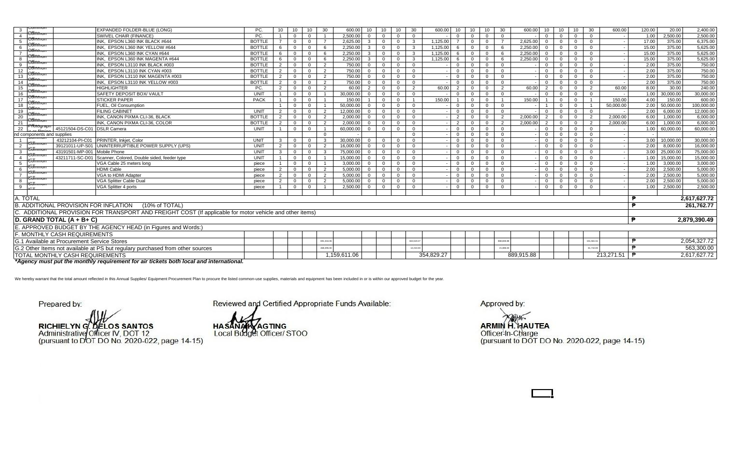| | | | | | | | | | | | | | | | | | | | | | | | | | | | |
|---|---|---|---|---|---|---|---|---|---|---|---|---|---|---|---|---|---|---|---|---|---|---|---|---|---|---|---|
| 3 | Common | | EXPANDED FOLDER-BLUE (LONG) | PC. | 10 | 10 | 10 | 30 | 600.00 | 10 | 10 | 10 | 30 | 600.00 | 10 | 10 | 10 | 30 | 600.00 | 10 | 10 | 10 | 30 | 600.00 | 120.00 | 20.00 | 2,400.00 |
| 4 | Common | | SWIVEL CHAIR (FINANCE) | PC. | 1 | 0 | 0 | 1 | 2,500.00 | 0 | 0 | 0 | 0 | - | 0 | 0 | 0 | 0 | - | 0 | 0 | 0 | 0 | - | 1.00 | 2,500.00 | 2,500.00 |
| 5 | Common | | INK, EPSON L360 INK BLACK #644 | BOTTLE | 7 | 0 | 0 | 7 | 2,625.00 | 3 | 0 | 0 | 3 | 1,125.00 | 7 | 0 | 0 | 7 | 2,625.00 | 0 | 0 | 0 | 0 | - | 17.00 | 375.00 | 6,375.00 |
| 6 | Common | | INK, EPSON L360 INK YELLOW #644 | BOTTLE | 6 | 0 | 0 | 6 | 2,250.00 | 3 | 0 | 0 | 3 | 1,125.00 | 6 | 0 | 0 | 6 | 2,250.00 | 0 | 0 | 0 | 0 | - | 15.00 | 375.00 | 5,625.00 |
| 7 | Common | | INK, EPSON L360 INK CYAN #644 | BOTTLE | 6 | 0 | 0 | 6 | 2,250.00 | 3 | 0 | 0 | 3 | 1,125.00 | 6 | 0 | 0 | 6 | 2,250.00 | 0 | 0 | 0 | 0 | - | 15.00 | 375.00 | 5,625.00 |
| 8 | Common | | INK, EPSON L360 INK MAGENTA #644 | BOTTLE | 6 | 0 | 0 | 6 | 2,250.00 | 3 | 0 | 0 | 3 | 1,125.00 | 6 | 0 | 0 | 6 | 2,250.00 | 0 | 0 | 0 | 0 | - | 15.00 | 375.00 | 5,625.00 |
| 9 | Common | | INK, EPSON L3110 INK BLACK #003 | BOTTLE | 2 | 0 | 0 | 2 | 750.00 | 0 | 0 | 0 | 0 | - | 0 | 0 | 0 | 0 | - | 0 | 0 | 0 | 0 | - | 2.00 | 375.00 | 750.00 |
| 12 | Common | | INK, EPSON L3110 INK CYAN #003 | BOTTLE | 2 | 0 | 0 | 2 | 750.00 | 0 | 0 | 0 | 0 | - | 0 | 0 | 0 | 0 | - | 0 | 0 | 0 | 0 | - | 2.00 | 375.00 | 750.00 |
| 13 | Common | | INK, EPSON L3110 INK MAGENTA #003 | BOTTLE | 2 | 0 | 0 | 2 | 750.00 | 0 | 0 | 0 | 0 | - | 0 | 0 | 0 | 0 | - | 0 | 0 | 0 | 0 | - | 2.00 | 375.00 | 750.00 |
| 14 | Common | | INK, EPSON L3110 INK YELLOW #003 | BOTTLE | 2 | 0 | 0 | 2 | 750.00 | 0 | 0 | 0 | 0 | - | 0 | 0 | 0 | 0 | - | 0 | 0 | 0 | 0 | - | 2.00 | 375.00 | 750.00 |
| 15 | Common | | HIGHLIGHTER | PC. | 2 | 0 | 0 | 2 | 60.00 | 2 | 0 | 0 | 2 | 60.00 | 2 | 0 | 0 | 2 | 60.00 | 2 | 0 | 0 | 2 | 60.00 | 8.00 | 30.00 | 240.00 |
| 16 | Common | | SAFETY DEPOSIT BOX/ VAULT | UNIT | 1 | 0 | 0 | 1 | 30,000.00 | 0 | 0 | 0 | 0 | - | 0 | 0 | 0 | 0 | - | 0 | 0 | 0 | 0 | - | 1.00 | 30,000.00 | 30,000.00 |
| 17 | Common | | STICKER PAPER | PACK | 1 | 0 | 0 | 1 | 150.00 | 1 | 0 | 0 | 1 | 150.00 | 1 | 0 | 0 | 1 | 150.00 | 1 | 0 | 0 | 1 | 150.00 | 4.00 | 150.00 | 600.00 |
| 18 | Common | | FUEL, Oil Consumption | | 1 | 0 | 0 | 1 | 50,000.00 | 0 | 0 | 0 | 0 | - | 0 | 0 | 0 | 0 | - | 1 | 0 | 0 | 1 | 50,000.00 | 2.00 | 50,000.00 | 100,000.00 |
| 19 | Common | | FILING CABINET | UNIT | 2 | 0 | 0 | 2 | 12,000.00 | 0 | 0 | 0 | 0 | - | 0 | 0 | 0 | 0 | - | 0 | 0 | 0 | 0 | - | 2.00 | 6,000.00 | 12,000.00 |
| 20 | Common | | INK, CANON PIXMA CLI-36, BLACK | BOTTLE | 2 | 0 | 0 | 2 | 2,000.00 | 0 | 0 | 0 | 0 | - | 2 | 0 | 0 | 2 | 2,000.00 | 2 | 0 | 0 | 2 | 2,000.00 | 6.00 | 1,000.00 | 6,000.00 |
| 21 | Common | | INK, CANON PIXMA CLI-36, COLOR | BOTTLE | 2 | 0 | 0 | 2 | 2,000.00 | 0 | 0 | 0 | 0 | - | 2 | 0 | 0 | 2 | 2,000.00 | 2 | 0 | 0 | 2 | 2,000.00 | 6.00 | 1,000.00 | 6,000.00 |
| 22 | Photography or filming | 45121504-DS-C01 | DSLR Camera | UNIT | 1 | 0 | 0 | 1 | 60,000.00 | 0 | 0 | 0 | 0 | - | 0 | 0 | 0 | 0 | - | 0 | 0 | 0 | 0 | - | 1.00 | 60,000.00 | 60,000.00 |
| nd components and supplies | | | | | | | | 0 | - | | | | 0 | - | 0 | 0 | 0 | 0 | - | 0 | 0 | 0 | 0 | - | - | | - |
| 1 | ICT | 43212104-PI-C01 | PRINTER, Inkjet, Color | UNIT | 3 | 0 | 0 | 3 | 30,000.00 | 0 | 0 | 0 | 0 | - | 0 | 0 | 0 | 0 | - | 0 | 0 | 0 | 0 | - | 3.00 | 10,000.00 | 30,000.00 |
| 2 | ICT | 39121011-UP-S01 | UNINTERRUPTIBLE POWER SUPPLY (UPS) | UNIT | 2 | 0 | 0 | 2 | 16,000.00 | 0 | 0 | 0 | 0 | - | 0 | 0 | 0 | 0 | - | 0 | 0 | 0 | 0 | - | 2.00 | 8,000.00 | 16,000.00 |
| 3 | ICT | 43191501-MP-001 | Mobile Phone | UNIT | 3 | 0 | 0 | 3 | 75,000.00 | 0 | 0 | 0 | 0 | - | 0 | 0 | 0 | 0 | - | 0 | 0 | 0 | 0 | - | 3.00 | 25,000.00 | 75,000.00 |
| 4 | ICT | 43211711-SC-D01 | Scanner, Colored, Double sided, feeder type | UNIT | 1 | 0 | 0 | 1 | 15,000.00 | 0 | 0 | 0 | 0 | - | 0 | 0 | 0 | 0 | - | 0 | 0 | 0 | 0 | - | 1.00 | 15,000.00 | 15,000.00 |
| 5 | Common | | VGA Cable 25 meters long | piece | 1 | 0 | 0 | 1 | 3,000.00 | 0 | 0 | 0 | 0 | - | 0 | 0 | 0 | 0 | - | 0 | 0 | 0 | 0 | - | 1.00 | 3,000.00 | 3,000.00 |
| 6 | ICT | | HDMI Cable | piece | 2 | 0 | 0 | 2 | 5,000.00 | 0 | 0 | 0 | 0 | - | 0 | 0 | 0 | 0 | - | 0 | 0 | 0 | 0 | - | 2.00 | 2,500.00 | 5,000.00 |
| 7 | ICT | | VGA to HDMI Adapter | piece | 2 | 0 | 0 | 2 | 5,000.00 | 0 | 0 | 0 | 0 | - | 0 | 0 | 0 | 0 | - | 0 | 0 | 0 | 0 | - | 2.00 | 2,500.00 | 5,000.00 |
| 8 | ICT | | VGA Splitter Cable Dual | piece | 2 | 0 | 0 | 2 | 5,000.00 | 0 | 0 | 0 | 0 | - | 0 | 0 | 0 | 0 | - | 0 | 0 | 0 | 0 | - | 2.00 | 2,500.00 | 5,000.00 |
| 9 | ICT | | VGA Splitter 4 ports | piece | 1 | 0 | 0 | 1 | 2,500.00 | 0 | 0 | 0 | 0 | - | 0 | 0 | 0 | 0 | - | 0 | 0 | 0 | 0 | - | 1.00 | 2,500.00 | 2,500.00 |
| A. TOTAL | | | | | | | | | | | | | | | | | | | | | | | | | ₱ | | 2,617,627.72 |
| B. ADDITIONAL PROVISION FOR INFLATION (10% of TOTAL) | | | | | | | | | | | | | | | | | | | | | | | | | ₱ | | 261,762.77 |
| C. ADDITIONAL PROVISION FOR TRANSPORT AND FREIGHT COST (If applicable for motor vehicle and other items) | | | | | | | | | | | | | | | | | | | | | | | | | | | |
| D. GRAND TOTAL (A + B+ C) | | | | | | | | | | | | | | | | | | | | | | | | | ₱ | | 2,879,390.49 |
| E. APPROVED BUDGET BY THE AGENCY HEAD (in Figures and Words:) | | | | | | | | | | | | | | | | | | | | | | | | | | | |
| F. MONTHLY CASH REQUIREMENTS | | | | | | | | | | | | | | | | | | | | | | | | | | | |
| G.1 Available at Procurement Service Stores | | | | | | | | | 691,316.06 | | | | | 342,609.27 | | | | | 868,840.88 | | | | | 151,561.51 | ₱ | | 2,054,327.72 |
| G.2 Other Items not available at PS but regulary purchased from other sources | | | | | | | | | 468,295.00 | | | | | 12,220.00 | | | | | 21,075.00 | | | | | 61,710.00 | ₱ | | 563,300.00 |
| TOTAL MONTHLY CASH REQUIREMENTS | | | | | | | | | 1,159,611.06 | | | | | 354,829.27 | | | | | 889,915.88 | | | | | 213,271.51 | ₱ | | 2,617,627.72 |

***Agency must put the monthly requirement for air tickets both local and international.***

We hereby warrant that the total amount reflected in this Annual Supplies/ Equipment Procurement Plan to procure the listed common-use supplies, materials and equipment has been included in or is within our approved budget for the year.

Prepared by:

**RICHIELYN G. DELOS SANTOS**
Administrative Officer IV, DOT 12
(pursuant to DOT DO No. 2020-022, page 14-15)

Reviewed and Certified Appropriate Funds Available:

**HASANAIN AGTING**
Local Budget Officer/ STOO

Approved by:

**ARMIN H. HAUTEA**
Officer-In-Charge
(pursuant to DOT DO No. 2020-022, page 14-15)